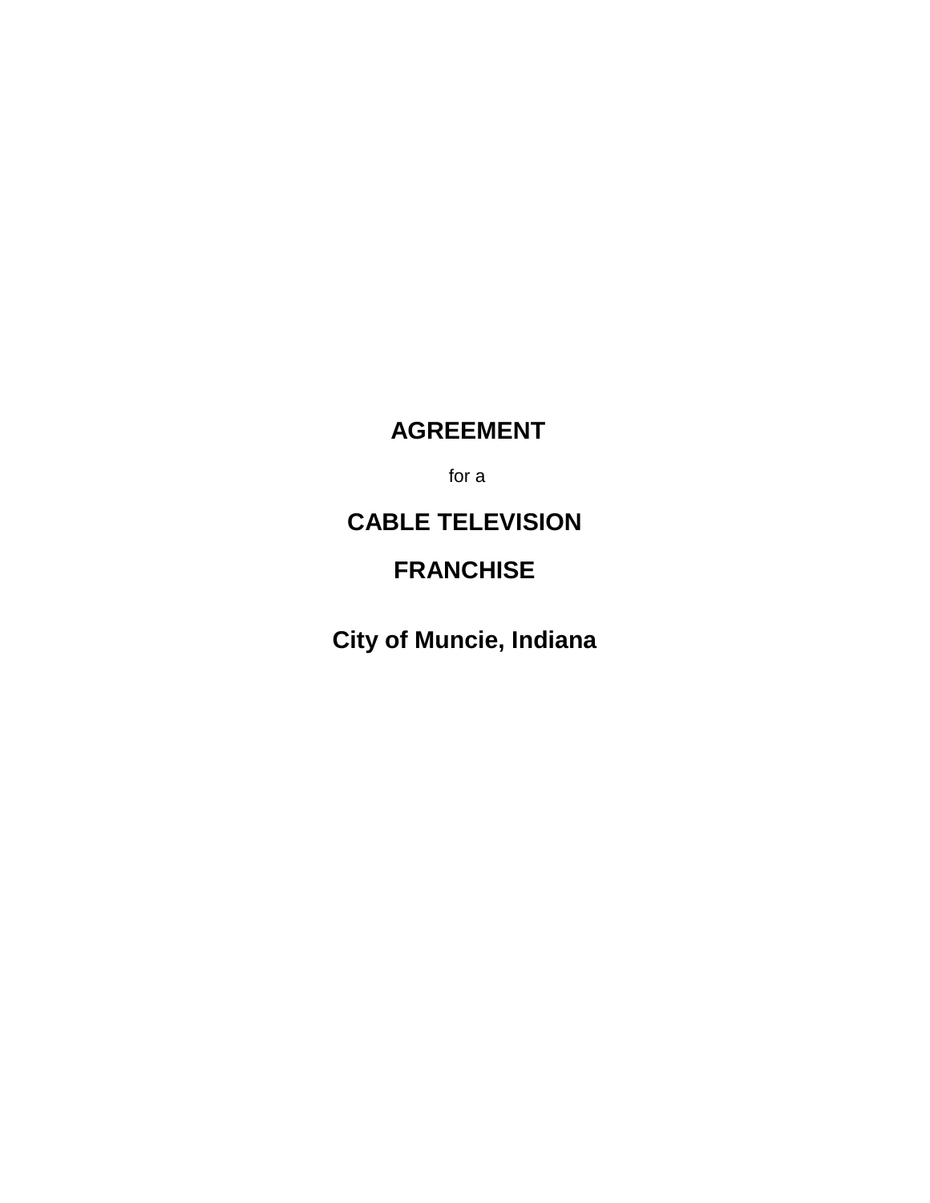# AGREEMENT

for a

# CABLE TELEVISION

# FRANCHISE

## City of Muncie, Indiana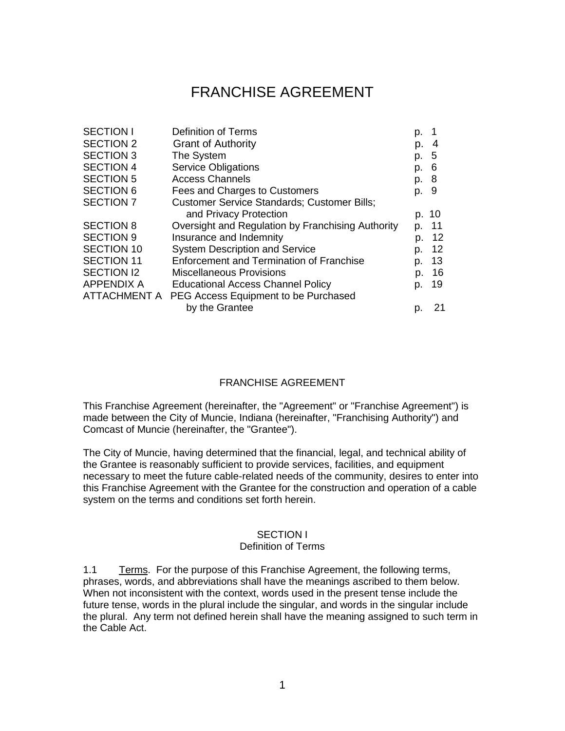# FRANCHISE AGREEMENT

| | | |
|---|---|---|
| SECTION I | Definition of Terms | p. 1 |
| SECTION 2 | Grant of Authority | p. 4 |
| SECTION 3 | The System | p. 5 |
| SECTION 4 | Service Obligations | p. 6 |
| SECTION 5 | Access Channels | p. 8 |
| SECTION 6 | Fees and Charges to Customers | p. 9 |
| SECTION 7 | Customer Service Standards; Customer Bills; and Privacy Protection | p. 10 |
| SECTION 8 | Oversight and Regulation by Franchising Authority | p. 11 |
| SECTION 9 | Insurance and Indemnity | p. 12 |
| SECTION 10 | System Description and Service | p. 12 |
| SECTION 11 | Enforcement and Termination of Franchise | p. 13 |
| SECTION I2 | Miscellaneous Provisions | p. 16 |
| APPENDIX A | Educational Access Channel Policy | p. 19 |
| ATTACHMENT A | PEG Access Equipment to be Purchased by the Grantee | p. 21 |

## FRANCHISE AGREEMENT

This Franchise Agreement (hereinafter, the "Agreement" or "Franchise Agreement") is made between the City of Muncie, Indiana (hereinafter, "Franchising Authority") and Comcast of Muncie (hereinafter, the "Grantee").

The City of Muncie, having determined that the financial, legal, and technical ability of the Grantee is reasonably sufficient to provide services, facilities, and equipment necessary to meet the future cable-related needs of the community, desires to enter into this Franchise Agreement with the Grantee for the construction and operation of a cable system on the terms and conditions set forth herein.

### SECTION I
### Definition of Terms

1.1 Terms. For the purpose of this Franchise Agreement, the following terms, phrases, words, and abbreviations shall have the meanings ascribed to them below. When not inconsistent with the context, words used in the present tense include the future tense, words in the plural include the singular, and words in the singular include the plural. Any term not defined herein shall have the meaning assigned to such term in the Cable Act.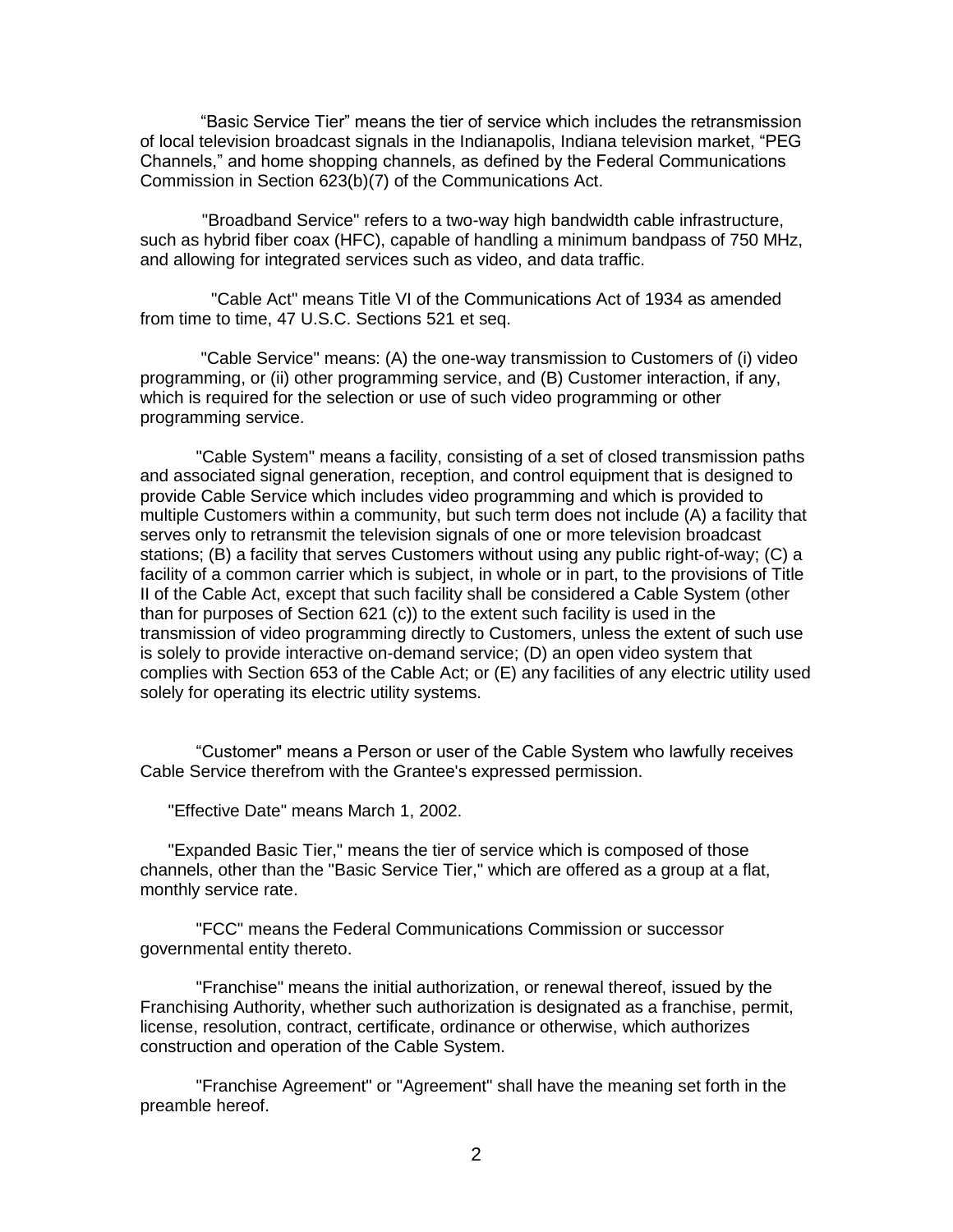"Basic Service Tier" means the tier of service which includes the retransmission of local television broadcast signals in the Indianapolis, Indiana television market, "PEG Channels," and home shopping channels, as defined by the Federal Communications Commission in Section 623(b)(7) of the Communications Act.

"Broadband Service" refers to a two-way high bandwidth cable infrastructure, such as hybrid fiber coax (HFC), capable of handling a minimum bandpass of 750 MHz, and allowing for integrated services such as video, and data traffic.

"Cable Act" means Title VI of the Communications Act of 1934 as amended from time to time, 47 U.S.C. Sections 521 et seq.

"Cable Service" means: (A) the one-way transmission to Customers of (i) video programming, or (ii) other programming service, and (B) Customer interaction, if any, which is required for the selection or use of such video programming or other programming service.

"Cable System" means a facility, consisting of a set of closed transmission paths and associated signal generation, reception, and control equipment that is designed to provide Cable Service which includes video programming and which is provided to multiple Customers within a community, but such term does not include (A) a facility that serves only to retransmit the television signals of one or more television broadcast stations; (B) a facility that serves Customers without using any public right-of-way; (C) a facility of a common carrier which is subject, in whole or in part, to the provisions of Title II of the Cable Act, except that such facility shall be considered a Cable System (other than for purposes of Section 621 (c)) to the extent such facility is used in the transmission of video programming directly to Customers, unless the extent of such use is solely to provide interactive on-demand service; (D) an open video system that complies with Section 653 of the Cable Act; or (E) any facilities of any electric utility used solely for operating its electric utility systems.

"Customer" means a Person or user of the Cable System who lawfully receives Cable Service therefrom with the Grantee's expressed permission.

"Effective Date" means March 1, 2002.

"Expanded Basic Tier," means the tier of service which is composed of those channels, other than the "Basic Service Tier," which are offered as a group at a flat, monthly service rate.

"FCC" means the Federal Communications Commission or successor governmental entity thereto.

"Franchise" means the initial authorization, or renewal thereof, issued by the Franchising Authority, whether such authorization is designated as a franchise, permit, license, resolution, contract, certificate, ordinance or otherwise, which authorizes construction and operation of the Cable System.

"Franchise Agreement" or "Agreement" shall have the meaning set forth in the preamble hereof.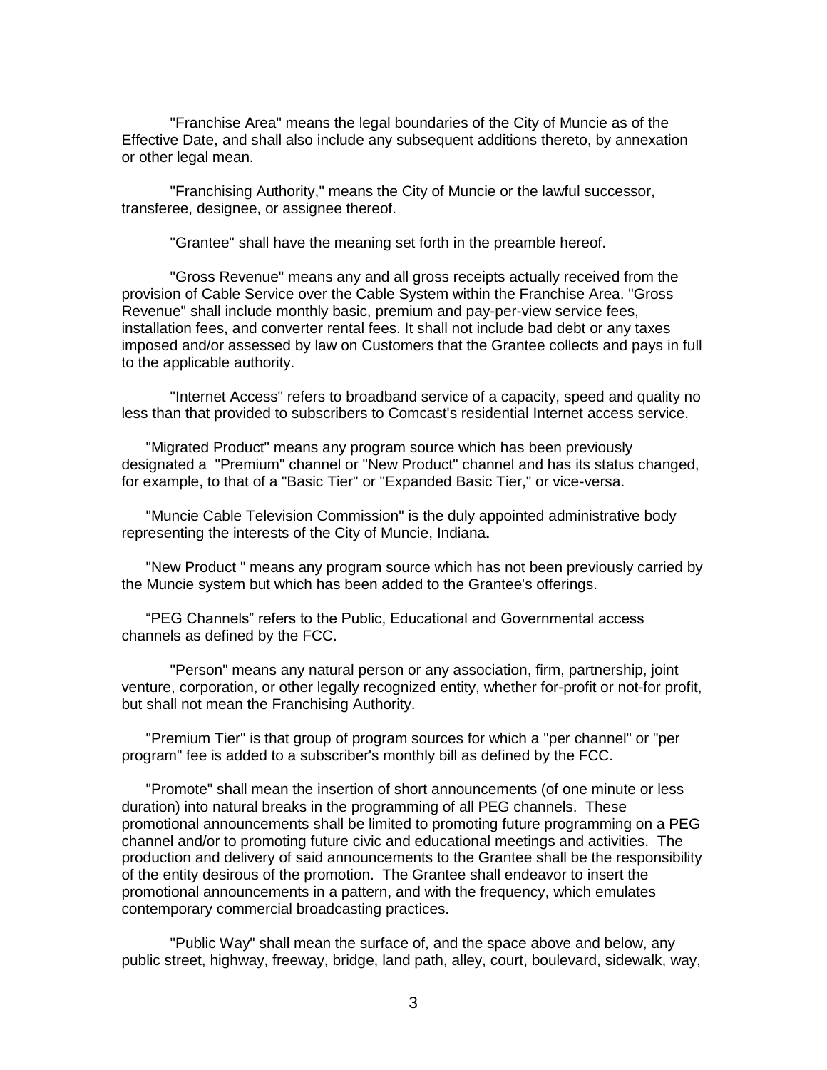"Franchise Area" means the legal boundaries of the City of Muncie as of the Effective Date, and shall also include any subsequent additions thereto, by annexation or other legal mean.

"Franchising Authority," means the City of Muncie or the lawful successor, transferee, designee, or assignee thereof.

"Grantee" shall have the meaning set forth in the preamble hereof.

"Gross Revenue" means any and all gross receipts actually received from the provision of Cable Service over the Cable System within the Franchise Area. "Gross Revenue" shall include monthly basic, premium and pay-per-view service fees, installation fees, and converter rental fees. It shall not include bad debt or any taxes imposed and/or assessed by law on Customers that the Grantee collects and pays in full to the applicable authority.

"Internet Access" refers to broadband service of a capacity, speed and quality no less than that provided to subscribers to Comcast's residential Internet access service.

"Migrated Product" means any program source which has been previously designated a "Premium" channel or "New Product" channel and has its status changed, for example, to that of a "Basic Tier" or "Expanded Basic Tier," or vice-versa.

"Muncie Cable Television Commission" is the duly appointed administrative body representing the interests of the City of Muncie, Indiana**.**

"New Product " means any program source which has not been previously carried by the Muncie system but which has been added to the Grantee's offerings.

"PEG Channels" refers to the Public, Educational and Governmental access channels as defined by the FCC.

"Person" means any natural person or any association, firm, partnership, joint venture, corporation, or other legally recognized entity, whether for-profit or not-for profit, but shall not mean the Franchising Authority.

"Premium Tier" is that group of program sources for which a "per channel" or "per program" fee is added to a subscriber's monthly bill as defined by the FCC.

"Promote" shall mean the insertion of short announcements (of one minute or less duration) into natural breaks in the programming of all PEG channels. These promotional announcements shall be limited to promoting future programming on a PEG channel and/or to promoting future civic and educational meetings and activities. The production and delivery of said announcements to the Grantee shall be the responsibility of the entity desirous of the promotion. The Grantee shall endeavor to insert the promotional announcements in a pattern, and with the frequency, which emulates contemporary commercial broadcasting practices.

"Public Way" shall mean the surface of, and the space above and below, any public street, highway, freeway, bridge, land path, alley, court, boulevard, sidewalk, way,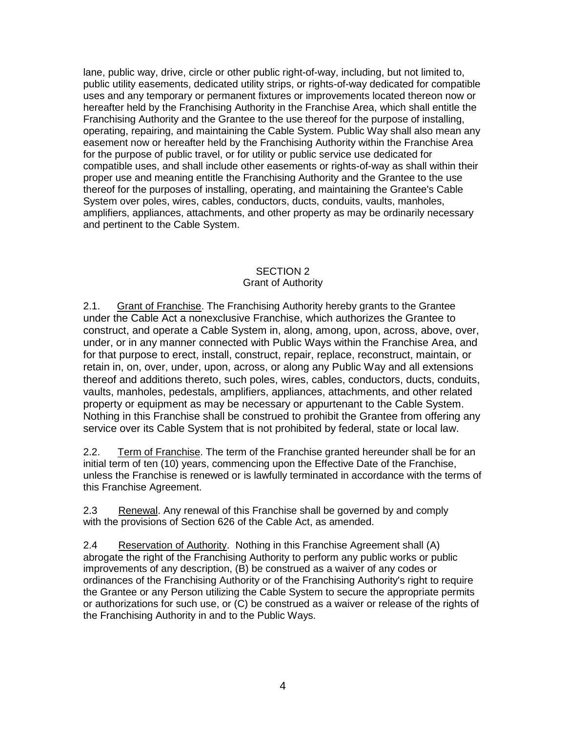lane, public way, drive, circle or other public right-of-way, including, but not limited to, public utility easements, dedicated utility strips, or rights-of-way dedicated for compatible uses and any temporary or permanent fixtures or improvements located thereon now or hereafter held by the Franchising Authority in the Franchise Area, which shall entitle the Franchising Authority and the Grantee to the use thereof for the purpose of installing, operating, repairing, and maintaining the Cable System. Public Way shall also mean any easement now or hereafter held by the Franchising Authority within the Franchise Area for the purpose of public travel, or for utility or public service use dedicated for compatible uses, and shall include other easements or rights-of-way as shall within their proper use and meaning entitle the Franchising Authority and the Grantee to the use thereof for the purposes of installing, operating, and maintaining the Grantee's Cable System over poles, wires, cables, conductors, ducts, conduits, vaults, manholes, amplifiers, appliances, attachments, and other property as may be ordinarily necessary and pertinent to the Cable System.

## SECTION 2
## Grant of Authority

2.1. Grant of Franchise. The Franchising Authority hereby grants to the Grantee under the Cable Act a nonexclusive Franchise, which authorizes the Grantee to construct, and operate a Cable System in, along, among, upon, across, above, over, under, or in any manner connected with Public Ways within the Franchise Area, and for that purpose to erect, install, construct, repair, replace, reconstruct, maintain, or retain in, on, over, under, upon, across, or along any Public Way and all extensions thereof and additions thereto, such poles, wires, cables, conductors, ducts, conduits, vaults, manholes, pedestals, amplifiers, appliances, attachments, and other related property or equipment as may be necessary or appurtenant to the Cable System. Nothing in this Franchise shall be construed to prohibit the Grantee from offering any service over its Cable System that is not prohibited by federal, state or local law.

2.2. Term of Franchise. The term of the Franchise granted hereunder shall be for an initial term of ten (10) years, commencing upon the Effective Date of the Franchise, unless the Franchise is renewed or is lawfully terminated in accordance with the terms of this Franchise Agreement.

2.3 Renewal. Any renewal of this Franchise shall be governed by and comply with the provisions of Section 626 of the Cable Act, as amended.

2.4 Reservation of Authority. Nothing in this Franchise Agreement shall (A) abrogate the right of the Franchising Authority to perform any public works or public improvements of any description, (B) be construed as a waiver of any codes or ordinances of the Franchising Authority or of the Franchising Authority's right to require the Grantee or any Person utilizing the Cable System to secure the appropriate permits or authorizations for such use, or (C) be construed as a waiver or release of the rights of the Franchising Authority in and to the Public Ways.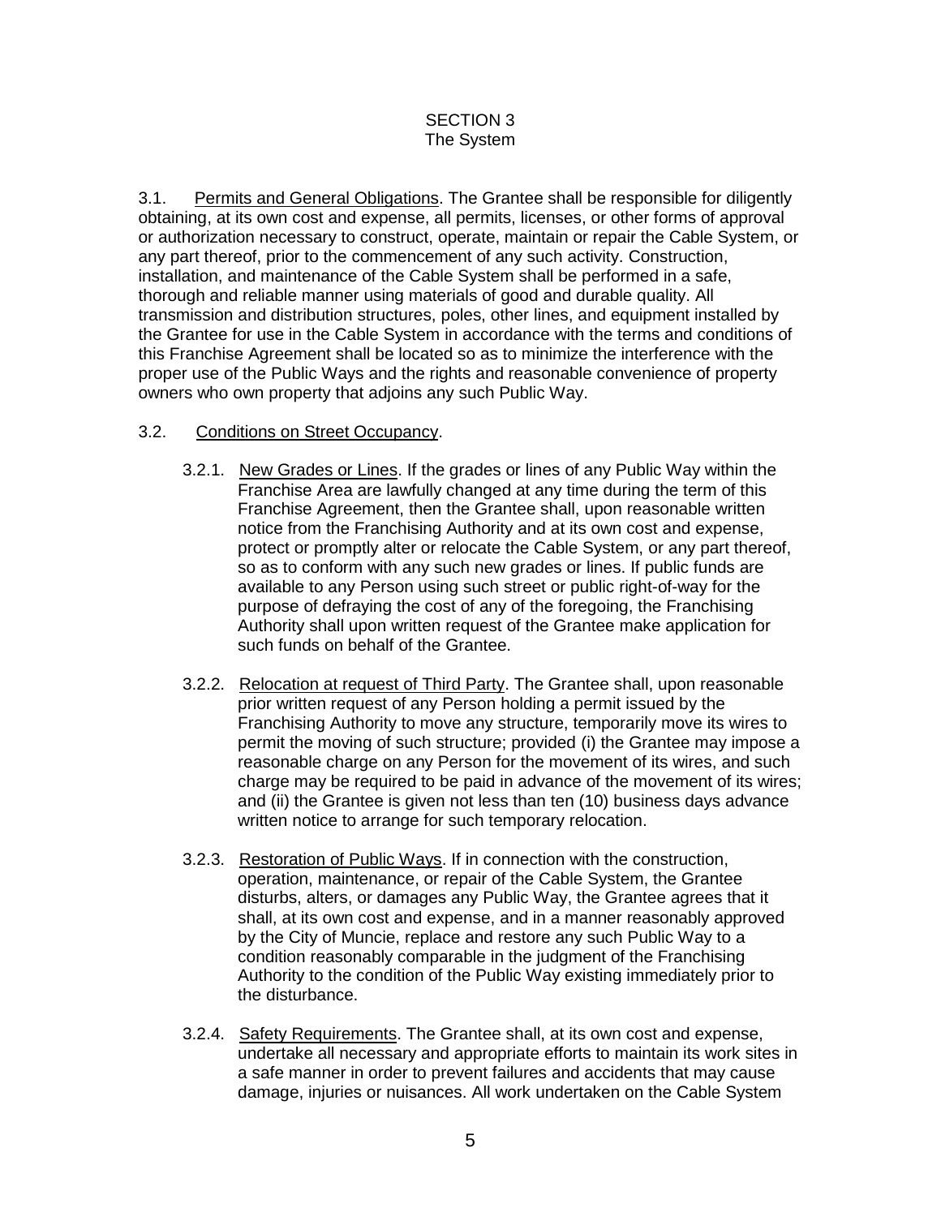# SECTION 3
## The System

3.1. <u>Permits and General Obligations</u>. The Grantee shall be responsible for diligently obtaining, at its own cost and expense, all permits, licenses, or other forms of approval or authorization necessary to construct, operate, maintain or repair the Cable System, or any part thereof, prior to the commencement of any such activity. Construction, installation, and maintenance of the Cable System shall be performed in a safe, thorough and reliable manner using materials of good and durable quality. All transmission and distribution structures, poles, other lines, and equipment installed by the Grantee for use in the Cable System in accordance with the terms and conditions of this Franchise Agreement shall be located so as to minimize the interference with the proper use of the Public Ways and the rights and reasonable convenience of property owners who own property that adjoins any such Public Way.

3.2. <u>Conditions on Street Occupancy</u>.

3.2.1. <u>New Grades or Lines</u>. If the grades or lines of any Public Way within the Franchise Area are lawfully changed at any time during the term of this Franchise Agreement, then the Grantee shall, upon reasonable written notice from the Franchising Authority and at its own cost and expense, protect or promptly alter or relocate the Cable System, or any part thereof, so as to conform with any such new grades or lines. If public funds are available to any Person using such street or public right-of-way for the purpose of defraying the cost of any of the foregoing, the Franchising Authority shall upon written request of the Grantee make application for such funds on behalf of the Grantee.

3.2.2. <u>Relocation at request of Third Party</u>. The Grantee shall, upon reasonable prior written request of any Person holding a permit issued by the Franchising Authority to move any structure, temporarily move its wires to permit the moving of such structure; provided (i) the Grantee may impose a reasonable charge on any Person for the movement of its wires, and such charge may be required to be paid in advance of the movement of its wires; and (ii) the Grantee is given not less than ten (10) business days advance written notice to arrange for such temporary relocation.

3.2.3. <u>Restoration of Public Ways</u>. If in connection with the construction, operation, maintenance, or repair of the Cable System, the Grantee disturbs, alters, or damages any Public Way, the Grantee agrees that it shall, at its own cost and expense, and in a manner reasonably approved by the City of Muncie, replace and restore any such Public Way to a condition reasonably comparable in the judgment of the Franchising Authority to the condition of the Public Way existing immediately prior to the disturbance.

3.2.4. <u>Safety Requirements</u>. The Grantee shall, at its own cost and expense, undertake all necessary and appropriate efforts to maintain its work sites in a safe manner in order to prevent failures and accidents that may cause damage, injuries or nuisances. All work undertaken on the Cable System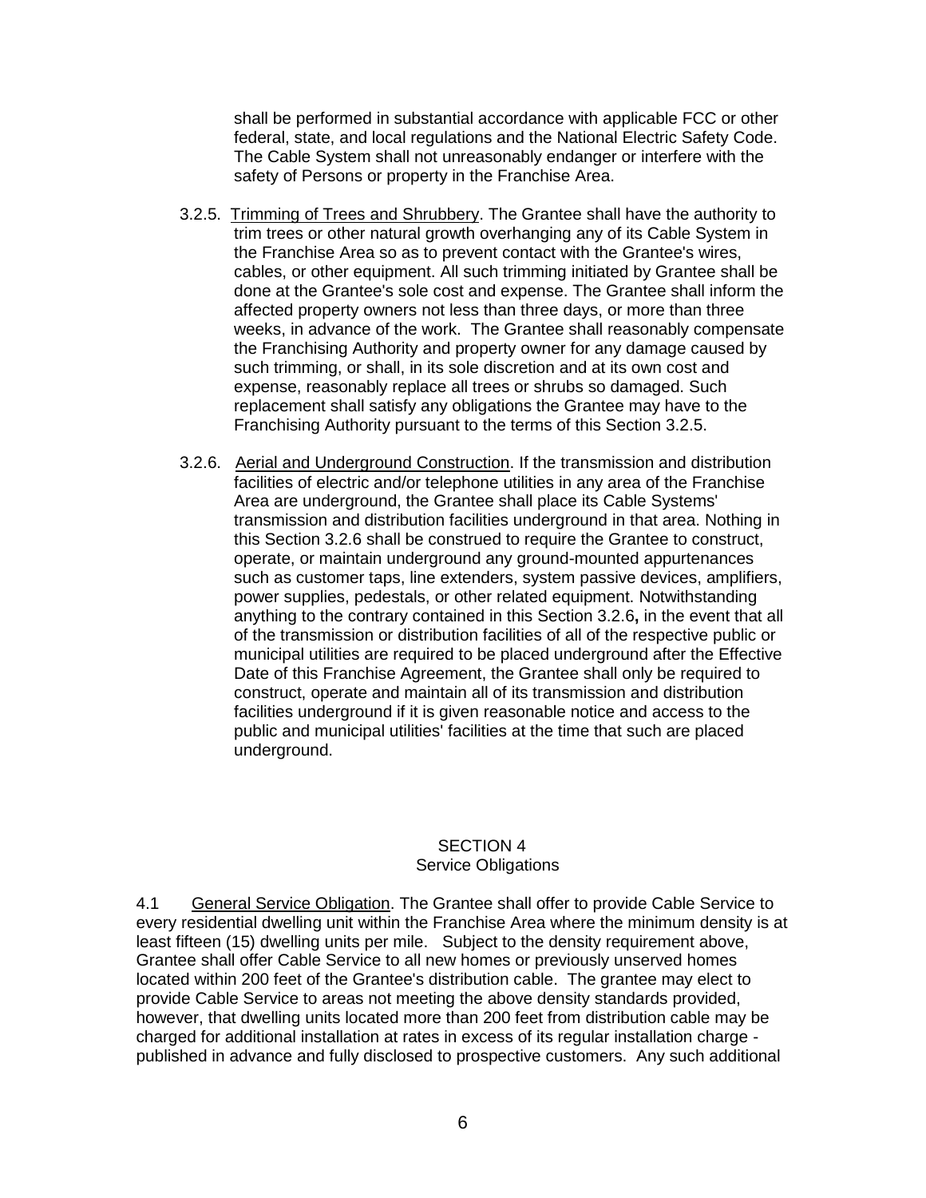shall be performed in substantial accordance with applicable FCC or other federal, state, and local regulations and the National Electric Safety Code. The Cable System shall not unreasonably endanger or interfere with the safety of Persons or property in the Franchise Area.

3.2.5. Trimming of Trees and Shrubbery. The Grantee shall have the authority to trim trees or other natural growth overhanging any of its Cable System in the Franchise Area so as to prevent contact with the Grantee's wires, cables, or other equipment. All such trimming initiated by Grantee shall be done at the Grantee's sole cost and expense. The Grantee shall inform the affected property owners not less than three days, or more than three weeks, in advance of the work. The Grantee shall reasonably compensate the Franchising Authority and property owner for any damage caused by such trimming, or shall, in its sole discretion and at its own cost and expense, reasonably replace all trees or shrubs so damaged. Such replacement shall satisfy any obligations the Grantee may have to the Franchising Authority pursuant to the terms of this Section 3.2.5.

3.2.6. Aerial and Underground Construction. If the transmission and distribution facilities of electric and/or telephone utilities in any area of the Franchise Area are underground, the Grantee shall place its Cable Systems' transmission and distribution facilities underground in that area. Nothing in this Section 3.2.6 shall be construed to require the Grantee to construct, operate, or maintain underground any ground-mounted appurtenances such as customer taps, line extenders, system passive devices, amplifiers, power supplies, pedestals, or other related equipment. Notwithstanding anything to the contrary contained in this Section 3.2.6**,** in the event that all of the transmission or distribution facilities of all of the respective public or municipal utilities are required to be placed underground after the Effective Date of this Franchise Agreement, the Grantee shall only be required to construct, operate and maintain all of its transmission and distribution facilities underground if it is given reasonable notice and access to the public and municipal utilities' facilities at the time that such are placed underground.

## SECTION 4
## Service Obligations

4.1 General Service Obligation. The Grantee shall offer to provide Cable Service to every residential dwelling unit within the Franchise Area where the minimum density is at least fifteen (15) dwelling units per mile. Subject to the density requirement above, Grantee shall offer Cable Service to all new homes or previously unserved homes located within 200 feet of the Grantee's distribution cable. The grantee may elect to provide Cable Service to areas not meeting the above density standards provided, however, that dwelling units located more than 200 feet from distribution cable may be charged for additional installation at rates in excess of its regular installation charge - published in advance and fully disclosed to prospective customers. Any such additional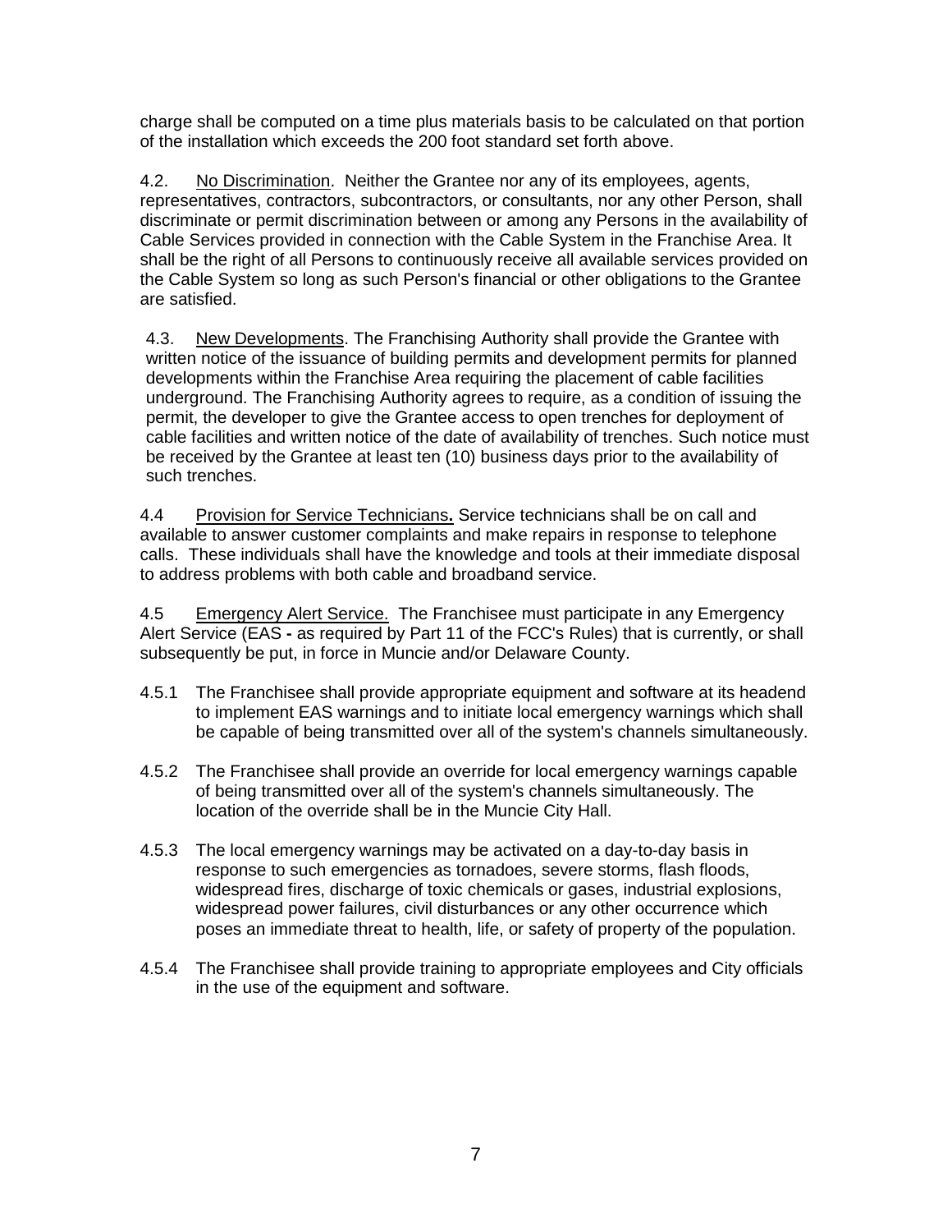charge shall be computed on a time plus materials basis to be calculated on that portion of the installation which exceeds the 200 foot standard set forth above.

4.2. No Discrimination. Neither the Grantee nor any of its employees, agents, representatives, contractors, subcontractors, or consultants, nor any other Person, shall discriminate or permit discrimination between or among any Persons in the availability of Cable Services provided in connection with the Cable System in the Franchise Area. It shall be the right of all Persons to continuously receive all available services provided on the Cable System so long as such Person's financial or other obligations to the Grantee are satisfied.

4.3. New Developments. The Franchising Authority shall provide the Grantee with written notice of the issuance of building permits and development permits for planned developments within the Franchise Area requiring the placement of cable facilities underground. The Franchising Authority agrees to require, as a condition of issuing the permit, the developer to give the Grantee access to open trenches for deployment of cable facilities and written notice of the date of availability of trenches. Such notice must be received by the Grantee at least ten (10) business days prior to the availability of such trenches.

4.4 Provision for Service Technicians**.** Service technicians shall be on call and available to answer customer complaints and make repairs in response to telephone calls. These individuals shall have the knowledge and tools at their immediate disposal to address problems with both cable and broadband service.

4.5 Emergency Alert Service. The Franchisee must participate in any Emergency Alert Service (EAS **-** as required by Part 11 of the FCC's Rules) that is currently, or shall subsequently be put, in force in Muncie and/or Delaware County.

4.5.1 The Franchisee shall provide appropriate equipment and software at its headend to implement EAS warnings and to initiate local emergency warnings which shall be capable of being transmitted over all of the system's channels simultaneously.

4.5.2 The Franchisee shall provide an override for local emergency warnings capable of being transmitted over all of the system's channels simultaneously. The location of the override shall be in the Muncie City Hall.

4.5.3 The local emergency warnings may be activated on a day-to-day basis in response to such emergencies as tornadoes, severe storms, flash floods, widespread fires, discharge of toxic chemicals or gases, industrial explosions, widespread power failures, civil disturbances or any other occurrence which poses an immediate threat to health, life, or safety of property of the population.

4.5.4 The Franchisee shall provide training to appropriate employees and City officials in the use of the equipment and software.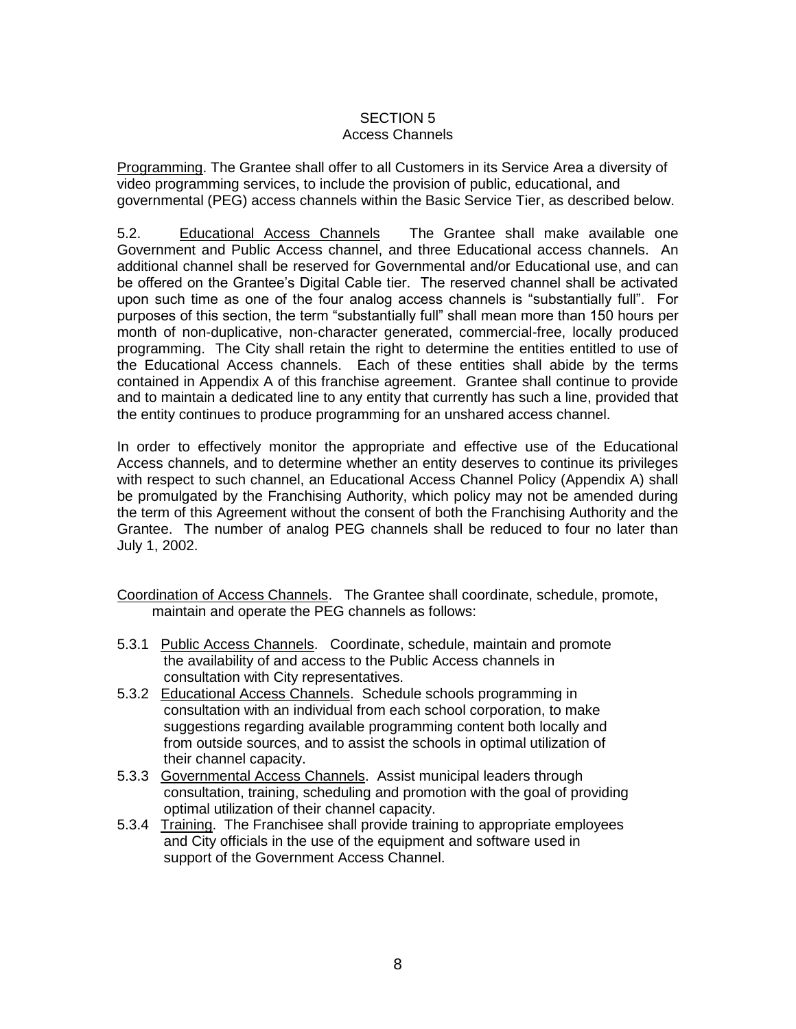## SECTION 5
## Access Channels

<u>Programming</u>. The Grantee shall offer to all Customers in its Service Area a diversity of video programming services, to include the provision of public, educational, and governmental (PEG) access channels within the Basic Service Tier, as described below.

5.2. <u>Educational Access Channels</u> The Grantee shall make available one Government and Public Access channel, and three Educational access channels. An additional channel shall be reserved for Governmental and/or Educational use, and can be offered on the Grantee's Digital Cable tier. The reserved channel shall be activated upon such time as one of the four analog access channels is "substantially full". For purposes of this section, the term "substantially full" shall mean more than 150 hours per month of non-duplicative, non-character generated, commercial-free, locally produced programming. The City shall retain the right to determine the entities entitled to use of the Educational Access channels. Each of these entities shall abide by the terms contained in Appendix A of this franchise agreement. Grantee shall continue to provide and to maintain a dedicated line to any entity that currently has such a line, provided that the entity continues to produce programming for an unshared access channel.

In order to effectively monitor the appropriate and effective use of the Educational Access channels, and to determine whether an entity deserves to continue its privileges with respect to such channel, an Educational Access Channel Policy (Appendix A) shall be promulgated by the Franchising Authority, which policy may not be amended during the term of this Agreement without the consent of both the Franchising Authority and the Grantee. The number of analog PEG channels shall be reduced to four no later than July 1, 2002.

<u>Coordination of Access Channels</u>. The Grantee shall coordinate, schedule, promote, maintain and operate the PEG channels as follows:

5.3.1 <u>Public Access Channels</u>. Coordinate, schedule, maintain and promote the availability of and access to the Public Access channels in consultation with City representatives.

5.3.2 <u>Educational Access Channels</u>. Schedule schools programming in consultation with an individual from each school corporation, to make suggestions regarding available programming content both locally and from outside sources, and to assist the schools in optimal utilization of their channel capacity.

5.3.3 <u>Governmental Access Channels</u>. Assist municipal leaders through consultation, training, scheduling and promotion with the goal of providing optimal utilization of their channel capacity.

5.3.4 <u>Training</u>. The Franchisee shall provide training to appropriate employees and City officials in the use of the equipment and software used in support of the Government Access Channel.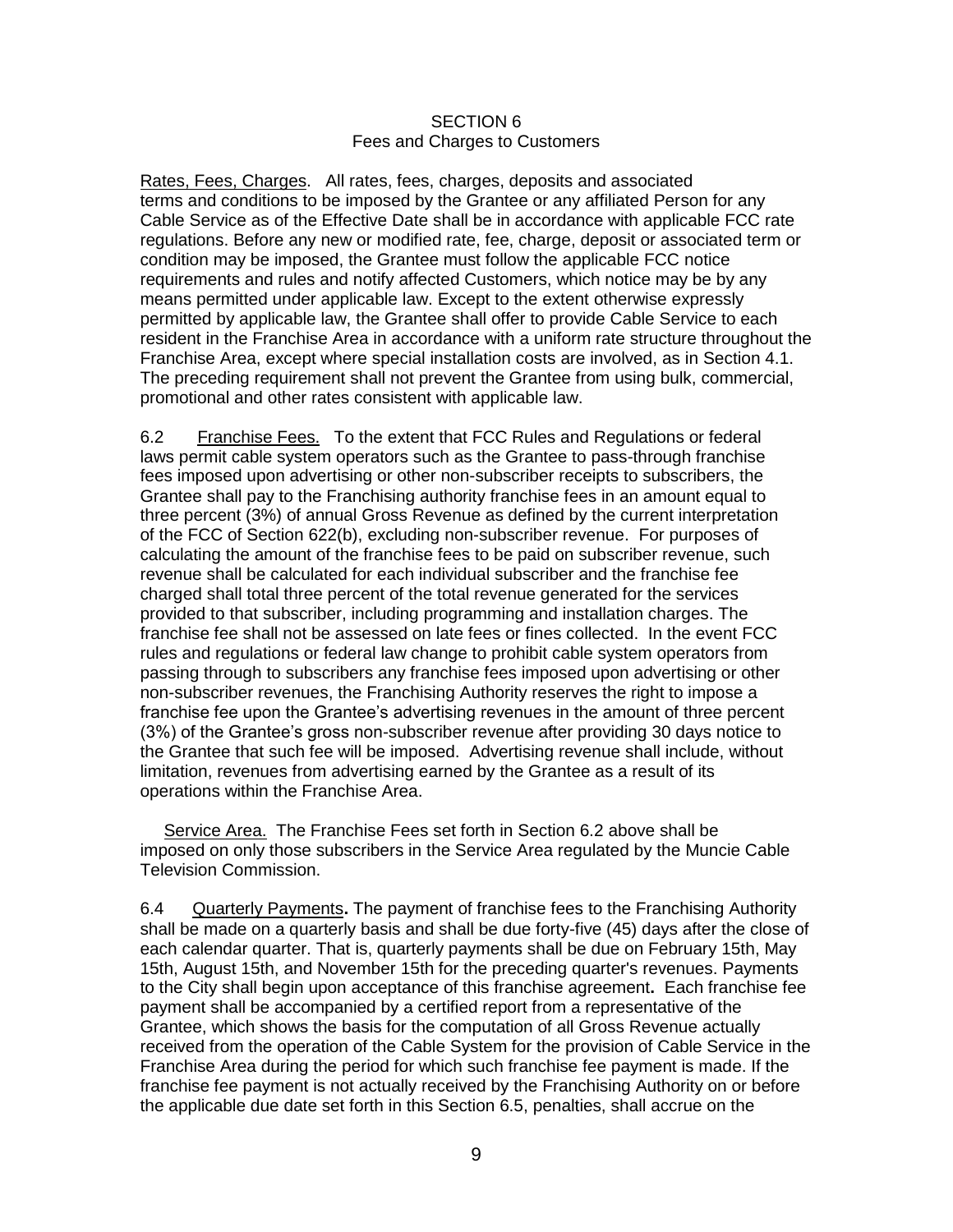SECTION 6
Fees and Charges to Customers

Rates, Fees, Charges. All rates, fees, charges, deposits and associated terms and conditions to be imposed by the Grantee or any affiliated Person for any Cable Service as of the Effective Date shall be in accordance with applicable FCC rate regulations. Before any new or modified rate, fee, charge, deposit or associated term or condition may be imposed, the Grantee must follow the applicable FCC notice requirements and rules and notify affected Customers, which notice may be by any means permitted under applicable law. Except to the extent otherwise expressly permitted by applicable law, the Grantee shall offer to provide Cable Service to each resident in the Franchise Area in accordance with a uniform rate structure throughout the Franchise Area, except where special installation costs are involved, as in Section 4.1. The preceding requirement shall not prevent the Grantee from using bulk, commercial, promotional and other rates consistent with applicable law.

6.2 Franchise Fees. To the extent that FCC Rules and Regulations or federal laws permit cable system operators such as the Grantee to pass-through franchise fees imposed upon advertising or other non-subscriber receipts to subscribers, the Grantee shall pay to the Franchising authority franchise fees in an amount equal to three percent (3%) of annual Gross Revenue as defined by the current interpretation of the FCC of Section 622(b), excluding non-subscriber revenue. For purposes of calculating the amount of the franchise fees to be paid on subscriber revenue, such revenue shall be calculated for each individual subscriber and the franchise fee charged shall total three percent of the total revenue generated for the services provided to that subscriber, including programming and installation charges. The franchise fee shall not be assessed on late fees or fines collected. In the event FCC rules and regulations or federal law change to prohibit cable system operators from passing through to subscribers any franchise fees imposed upon advertising or other non-subscriber revenues, the Franchising Authority reserves the right to impose a franchise fee upon the Grantee's advertising revenues in the amount of three percent (3%) of the Grantee's gross non-subscriber revenue after providing 30 days notice to the Grantee that such fee will be imposed. Advertising revenue shall include, without limitation, revenues from advertising earned by the Grantee as a result of its operations within the Franchise Area.

Service Area. The Franchise Fees set forth in Section 6.2 above shall be imposed on only those subscribers in the Service Area regulated by the Muncie Cable Television Commission.

6.4 Quarterly Payments**.** The payment of franchise fees to the Franchising Authority shall be made on a quarterly basis and shall be due forty-five (45) days after the close of each calendar quarter. That is, quarterly payments shall be due on February 15th, May 15th, August 15th, and November 15th for the preceding quarter's revenues. Payments to the City shall begin upon acceptance of this franchise agreement**.** Each franchise fee payment shall be accompanied by a certified report from a representative of the Grantee, which shows the basis for the computation of all Gross Revenue actually received from the operation of the Cable System for the provision of Cable Service in the Franchise Area during the period for which such franchise fee payment is made. If the franchise fee payment is not actually received by the Franchising Authority on or before the applicable due date set forth in this Section 6.5, penalties, shall accrue on the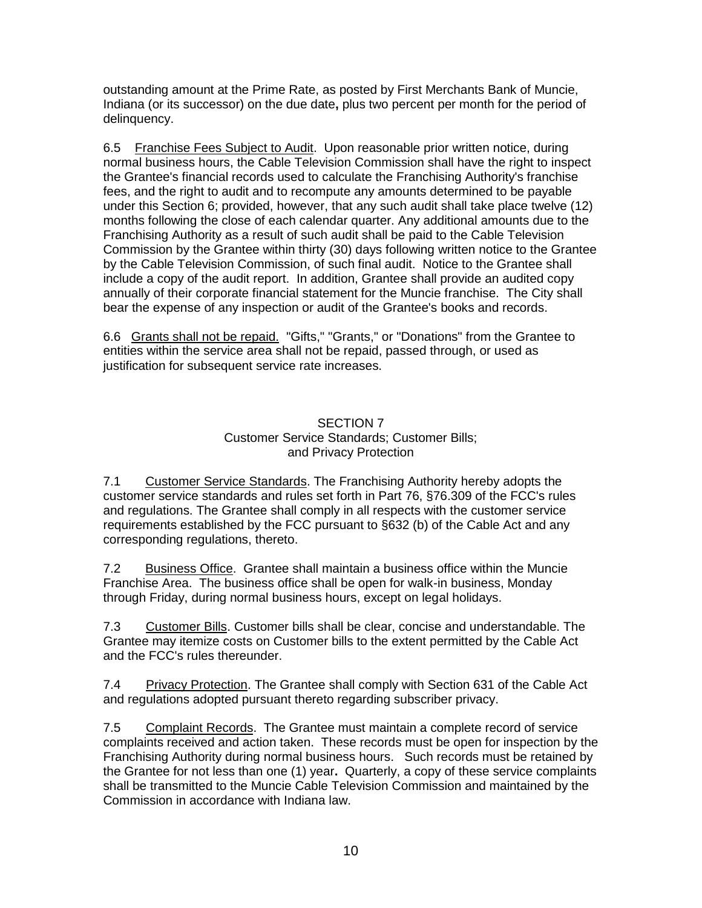outstanding amount at the Prime Rate, as posted by First Merchants Bank of Muncie, Indiana (or its successor) on the due date**,** plus two percent per month for the period of delinquency.

6.5 Franchise Fees Subject to Audit. Upon reasonable prior written notice, during normal business hours, the Cable Television Commission shall have the right to inspect the Grantee's financial records used to calculate the Franchising Authority's franchise fees, and the right to audit and to recompute any amounts determined to be payable under this Section 6; provided, however, that any such audit shall take place twelve (12) months following the close of each calendar quarter. Any additional amounts due to the Franchising Authority as a result of such audit shall be paid to the Cable Television Commission by the Grantee within thirty (30) days following written notice to the Grantee by the Cable Television Commission, of such final audit. Notice to the Grantee shall include a copy of the audit report. In addition, Grantee shall provide an audited copy annually of their corporate financial statement for the Muncie franchise. The City shall bear the expense of any inspection or audit of the Grantee's books and records.

6.6 Grants shall not be repaid. "Gifts," "Grants," or "Donations" from the Grantee to entities within the service area shall not be repaid, passed through, or used as justification for subsequent service rate increases.

## SECTION 7
### Customer Service Standards; Customer Bills; and Privacy Protection

7.1 Customer Service Standards. The Franchising Authority hereby adopts the customer service standards and rules set forth in Part 76, §76.309 of the FCC's rules and regulations. The Grantee shall comply in all respects with the customer service requirements established by the FCC pursuant to §632 (b) of the Cable Act and any corresponding regulations, thereto.

7.2 Business Office. Grantee shall maintain a business office within the Muncie Franchise Area. The business office shall be open for walk-in business, Monday through Friday, during normal business hours, except on legal holidays.

7.3 Customer Bills. Customer bills shall be clear, concise and understandable. The Grantee may itemize costs on Customer bills to the extent permitted by the Cable Act and the FCC's rules thereunder.

7.4 Privacy Protection. The Grantee shall comply with Section 631 of the Cable Act and regulations adopted pursuant thereto regarding subscriber privacy.

7.5 Complaint Records. The Grantee must maintain a complete record of service complaints received and action taken. These records must be open for inspection by the Franchising Authority during normal business hours. Such records must be retained by the Grantee for not less than one (1) year**.** Quarterly, a copy of these service complaints shall be transmitted to the Muncie Cable Television Commission and maintained by the Commission in accordance with Indiana law.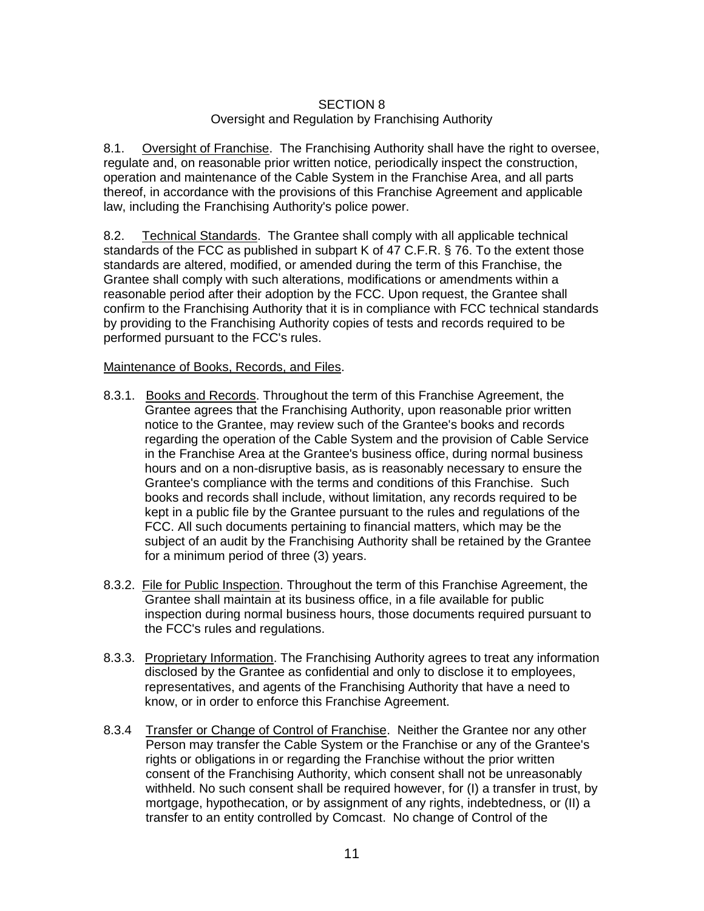# SECTION 8
## Oversight and Regulation by Franchising Authority

8.1. Oversight of Franchise. The Franchising Authority shall have the right to oversee, regulate and, on reasonable prior written notice, periodically inspect the construction, operation and maintenance of the Cable System in the Franchise Area, and all parts thereof, in accordance with the provisions of this Franchise Agreement and applicable law, including the Franchising Authority's police power.

8.2. Technical Standards. The Grantee shall comply with all applicable technical standards of the FCC as published in subpart K of 47 C.F.R. § 76. To the extent those standards are altered, modified, or amended during the term of this Franchise, the Grantee shall comply with such alterations, modifications or amendments within a reasonable period after their adoption by the FCC. Upon request, the Grantee shall confirm to the Franchising Authority that it is in compliance with FCC technical standards by providing to the Franchising Authority copies of tests and records required to be performed pursuant to the FCC's rules.

Maintenance of Books, Records, and Files.

8.3.1. Books and Records. Throughout the term of this Franchise Agreement, the Grantee agrees that the Franchising Authority, upon reasonable prior written notice to the Grantee, may review such of the Grantee's books and records regarding the operation of the Cable System and the provision of Cable Service in the Franchise Area at the Grantee's business office, during normal business hours and on a non-disruptive basis, as is reasonably necessary to ensure the Grantee's compliance with the terms and conditions of this Franchise. Such books and records shall include, without limitation, any records required to be kept in a public file by the Grantee pursuant to the rules and regulations of the FCC. All such documents pertaining to financial matters, which may be the subject of an audit by the Franchising Authority shall be retained by the Grantee for a minimum period of three (3) years.

8.3.2. File for Public Inspection. Throughout the term of this Franchise Agreement, the Grantee shall maintain at its business office, in a file available for public inspection during normal business hours, those documents required pursuant to the FCC's rules and regulations.

8.3.3. Proprietary Information. The Franchising Authority agrees to treat any information disclosed by the Grantee as confidential and only to disclose it to employees, representatives, and agents of the Franchising Authority that have a need to know, or in order to enforce this Franchise Agreement.

8.3.4 Transfer or Change of Control of Franchise. Neither the Grantee nor any other Person may transfer the Cable System or the Franchise or any of the Grantee's rights or obligations in or regarding the Franchise without the prior written consent of the Franchising Authority, which consent shall not be unreasonably withheld. No such consent shall be required however, for (I) a transfer in trust, by mortgage, hypothecation, or by assignment of any rights, indebtedness, or (II) a transfer to an entity controlled by Comcast. No change of Control of the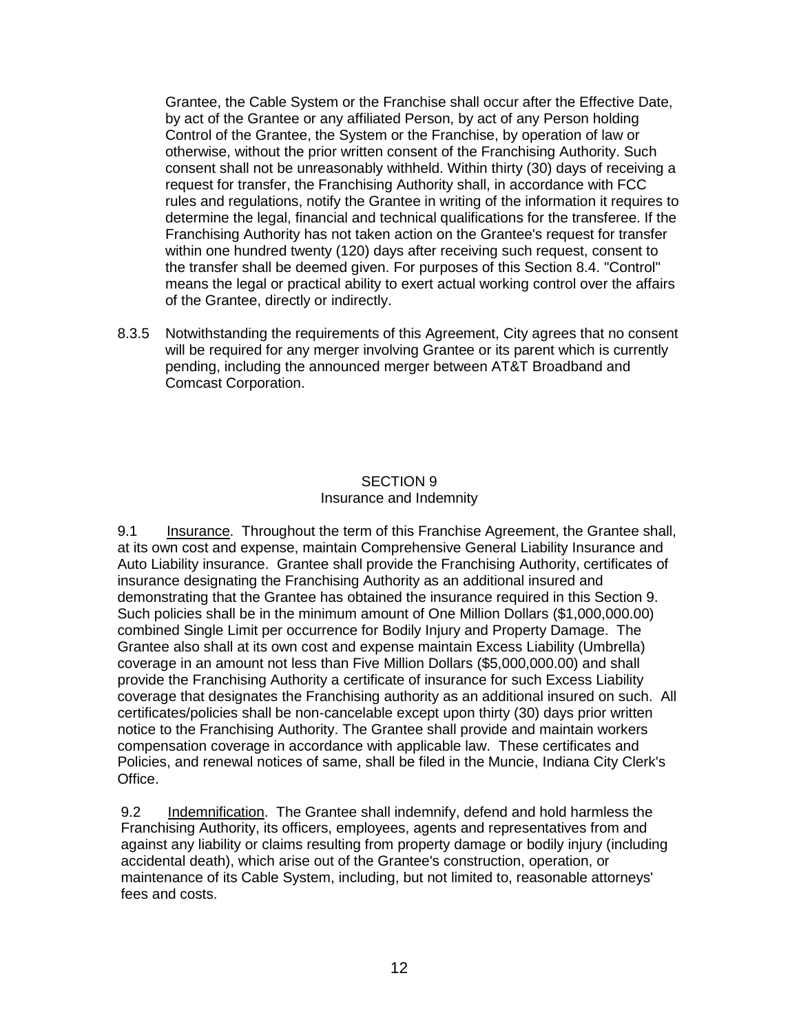Grantee, the Cable System or the Franchise shall occur after the Effective Date, by act of the Grantee or any affiliated Person, by act of any Person holding Control of the Grantee, the System or the Franchise, by operation of law or otherwise, without the prior written consent of the Franchising Authority. Such consent shall not be unreasonably withheld. Within thirty (30) days of receiving a request for transfer, the Franchising Authority shall, in accordance with FCC rules and regulations, notify the Grantee in writing of the information it requires to determine the legal, financial and technical qualifications for the transferee. If the Franchising Authority has not taken action on the Grantee's request for transfer within one hundred twenty (120) days after receiving such request, consent to the transfer shall be deemed given. For purposes of this Section 8.4. "Control" means the legal or practical ability to exert actual working control over the affairs of the Grantee, directly or indirectly.

8.3.5 Notwithstanding the requirements of this Agreement, City agrees that no consent will be required for any merger involving Grantee or its parent which is currently pending, including the announced merger between AT&T Broadband and Comcast Corporation.

## SECTION 9
## Insurance and Indemnity

9.1 Insurance. Throughout the term of this Franchise Agreement, the Grantee shall, at its own cost and expense, maintain Comprehensive General Liability Insurance and Auto Liability insurance. Grantee shall provide the Franchising Authority, certificates of insurance designating the Franchising Authority as an additional insured and demonstrating that the Grantee has obtained the insurance required in this Section 9. Such policies shall be in the minimum amount of One Million Dollars ($1,000,000.00) combined Single Limit per occurrence for Bodily Injury and Property Damage. The Grantee also shall at its own cost and expense maintain Excess Liability (Umbrella) coverage in an amount not less than Five Million Dollars ($5,000,000.00) and shall provide the Franchising Authority a certificate of insurance for such Excess Liability coverage that designates the Franchising authority as an additional insured on such. All certificates/policies shall be non-cancelable except upon thirty (30) days prior written notice to the Franchising Authority. The Grantee shall provide and maintain workers compensation coverage in accordance with applicable law. These certificates and Policies, and renewal notices of same, shall be filed in the Muncie, Indiana City Clerk's Office.

9.2 Indemnification. The Grantee shall indemnify, defend and hold harmless the Franchising Authority, its officers, employees, agents and representatives from and against any liability or claims resulting from property damage or bodily injury (including accidental death), which arise out of the Grantee's construction, operation, or maintenance of its Cable System, including, but not limited to, reasonable attorneys' fees and costs.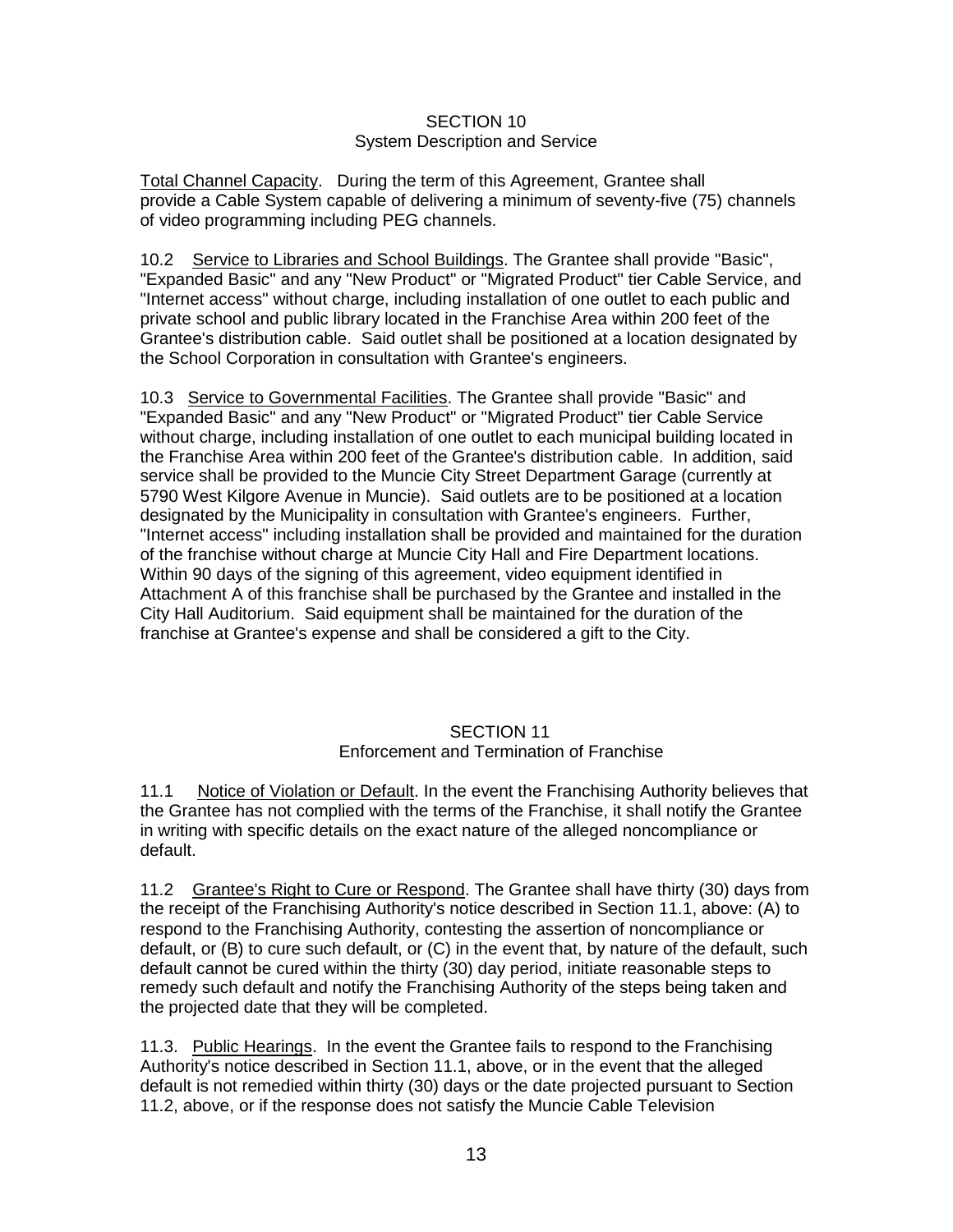## SECTION 10
### System Description and Service

Total Channel Capacity. During the term of this Agreement, Grantee shall provide a Cable System capable of delivering a minimum of seventy-five (75) channels of video programming including PEG channels.

10.2 Service to Libraries and School Buildings. The Grantee shall provide "Basic", "Expanded Basic" and any "New Product" or "Migrated Product" tier Cable Service, and "Internet access" without charge, including installation of one outlet to each public and private school and public library located in the Franchise Area within 200 feet of the Grantee's distribution cable. Said outlet shall be positioned at a location designated by the School Corporation in consultation with Grantee's engineers.

10.3 Service to Governmental Facilities. The Grantee shall provide "Basic" and "Expanded Basic" and any "New Product" or "Migrated Product" tier Cable Service without charge, including installation of one outlet to each municipal building located in the Franchise Area within 200 feet of the Grantee's distribution cable. In addition, said service shall be provided to the Muncie City Street Department Garage (currently at 5790 West Kilgore Avenue in Muncie). Said outlets are to be positioned at a location designated by the Municipality in consultation with Grantee's engineers. Further, "Internet access" including installation shall be provided and maintained for the duration of the franchise without charge at Muncie City Hall and Fire Department locations. Within 90 days of the signing of this agreement, video equipment identified in Attachment A of this franchise shall be purchased by the Grantee and installed in the City Hall Auditorium. Said equipment shall be maintained for the duration of the franchise at Grantee's expense and shall be considered a gift to the City.

## SECTION 11
### Enforcement and Termination of Franchise

11.1 Notice of Violation or Default. In the event the Franchising Authority believes that the Grantee has not complied with the terms of the Franchise, it shall notify the Grantee in writing with specific details on the exact nature of the alleged noncompliance or default.

11.2 Grantee's Right to Cure or Respond. The Grantee shall have thirty (30) days from the receipt of the Franchising Authority's notice described in Section 11.1, above: (A) to respond to the Franchising Authority, contesting the assertion of noncompliance or default, or (B) to cure such default, or (C) in the event that, by nature of the default, such default cannot be cured within the thirty (30) day period, initiate reasonable steps to remedy such default and notify the Franchising Authority of the steps being taken and the projected date that they will be completed.

11.3. Public Hearings. In the event the Grantee fails to respond to the Franchising Authority's notice described in Section 11.1, above, or in the event that the alleged default is not remedied within thirty (30) days or the date projected pursuant to Section 11.2, above, or if the response does not satisfy the Muncie Cable Television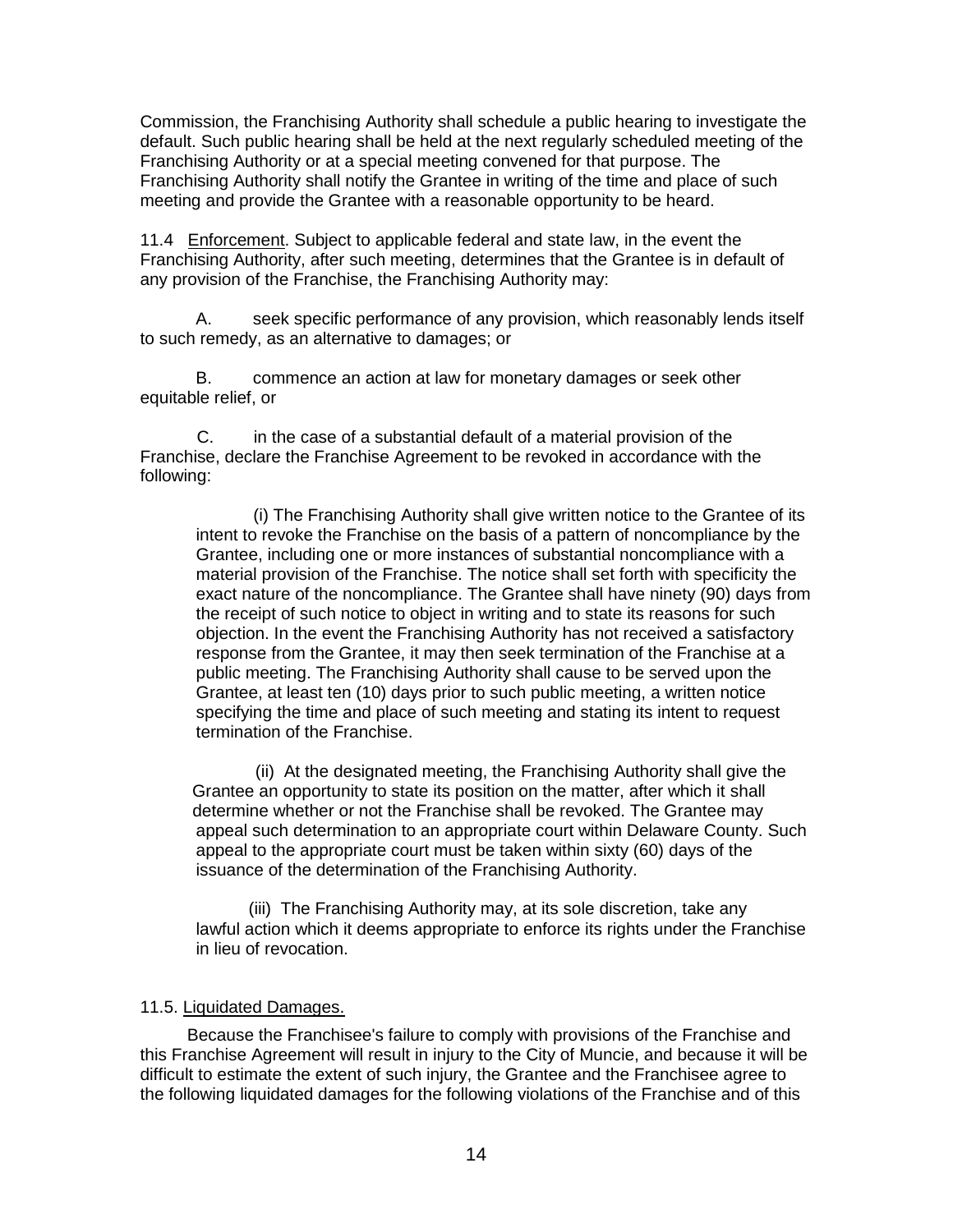Commission, the Franchising Authority shall schedule a public hearing to investigate the default. Such public hearing shall be held at the next regularly scheduled meeting of the Franchising Authority or at a special meeting convened for that purpose. The Franchising Authority shall notify the Grantee in writing of the time and place of such meeting and provide the Grantee with a reasonable opportunity to be heard.

11.4 Enforcement. Subject to applicable federal and state law, in the event the Franchising Authority, after such meeting, determines that the Grantee is in default of any provision of the Franchise, the Franchising Authority may:

A. seek specific performance of any provision, which reasonably lends itself to such remedy, as an alternative to damages; or

B. commence an action at law for monetary damages or seek other equitable relief, or

C. in the case of a substantial default of a material provision of the Franchise, declare the Franchise Agreement to be revoked in accordance with the following:

(i) The Franchising Authority shall give written notice to the Grantee of its intent to revoke the Franchise on the basis of a pattern of noncompliance by the Grantee, including one or more instances of substantial noncompliance with a material provision of the Franchise. The notice shall set forth with specificity the exact nature of the noncompliance. The Grantee shall have ninety (90) days from the receipt of such notice to object in writing and to state its reasons for such objection. In the event the Franchising Authority has not received a satisfactory response from the Grantee, it may then seek termination of the Franchise at a public meeting. The Franchising Authority shall cause to be served upon the Grantee, at least ten (10) days prior to such public meeting, a written notice specifying the time and place of such meeting and stating its intent to request termination of the Franchise.

(ii) At the designated meeting, the Franchising Authority shall give the Grantee an opportunity to state its position on the matter, after which it shall determine whether or not the Franchise shall be revoked. The Grantee may appeal such determination to an appropriate court within Delaware County. Such appeal to the appropriate court must be taken within sixty (60) days of the issuance of the determination of the Franchising Authority.

(iii) The Franchising Authority may, at its sole discretion, take any lawful action which it deems appropriate to enforce its rights under the Franchise in lieu of revocation.

11.5. Liquidated Damages.

Because the Franchisee's failure to comply with provisions of the Franchise and this Franchise Agreement will result in injury to the City of Muncie, and because it will be difficult to estimate the extent of such injury, the Grantee and the Franchisee agree to the following liquidated damages for the following violations of the Franchise and of this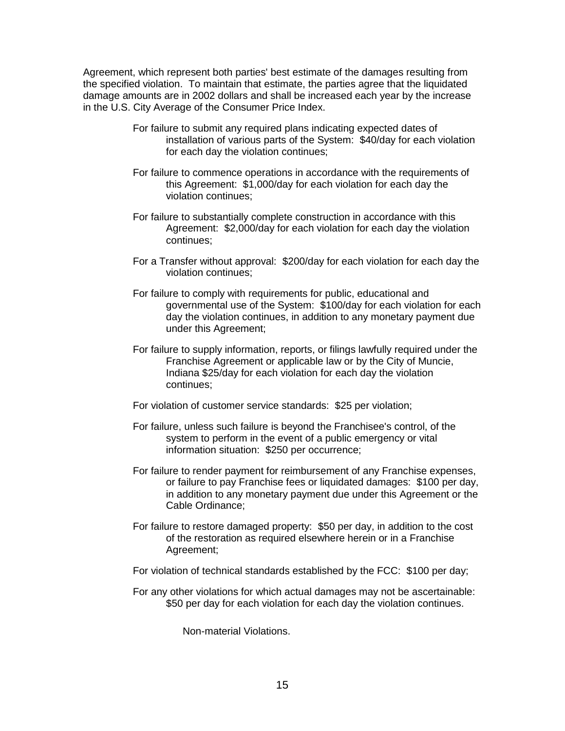Agreement, which represent both parties' best estimate of the damages resulting from the specified violation. To maintain that estimate, the parties agree that the liquidated damage amounts are in 2002 dollars and shall be increased each year by the increase in the U.S. City Average of the Consumer Price Index.

For failure to submit any required plans indicating expected dates of installation of various parts of the System: $40/day for each violation for each day the violation continues;

For failure to commence operations in accordance with the requirements of this Agreement: $1,000/day for each violation for each day the violation continues;

For failure to substantially complete construction in accordance with this Agreement: $2,000/day for each violation for each day the violation continues;

For a Transfer without approval: $200/day for each violation for each day the violation continues;

For failure to comply with requirements for public, educational and governmental use of the System: $100/day for each violation for each day the violation continues, in addition to any monetary payment due under this Agreement;

For failure to supply information, reports, or filings lawfully required under the Franchise Agreement or applicable law or by the City of Muncie, Indiana $25/day for each violation for each day the violation continues;

For violation of customer service standards: $25 per violation;

For failure, unless such failure is beyond the Franchisee's control, of the system to perform in the event of a public emergency or vital information situation: $250 per occurrence;

For failure to render payment for reimbursement of any Franchise expenses, or failure to pay Franchise fees or liquidated damages: $100 per day, in addition to any monetary payment due under this Agreement or the Cable Ordinance;

For failure to restore damaged property: $50 per day, in addition to the cost of the restoration as required elsewhere herein or in a Franchise Agreement;

For violation of technical standards established by the FCC: $100 per day;

For any other violations for which actual damages may not be ascertainable: $50 per day for each violation for each day the violation continues.

Non-material Violations.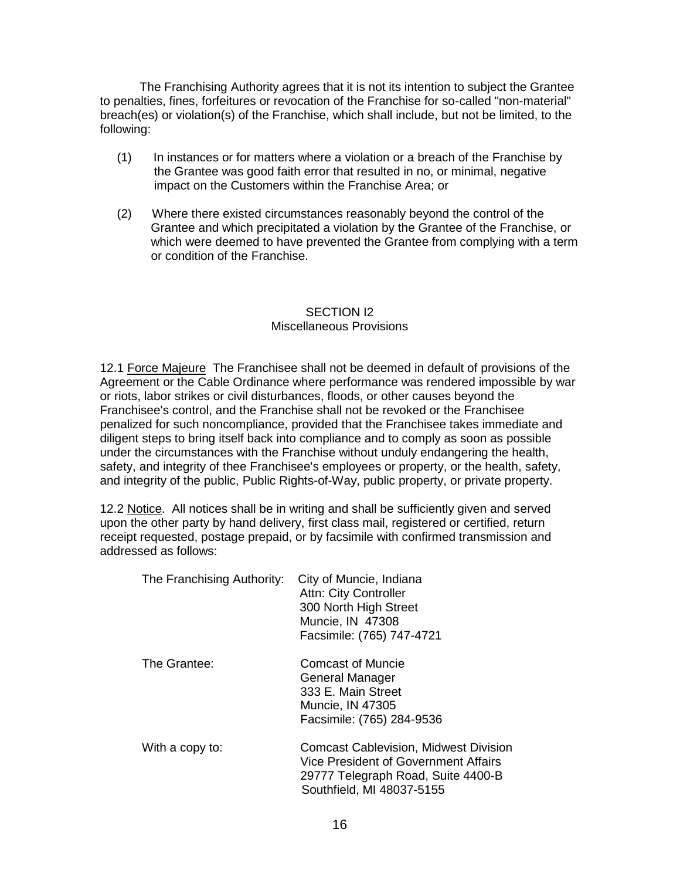The Franchising Authority agrees that it is not its intention to subject the Grantee to penalties, fines, forfeitures or revocation of the Franchise for so-called "non-material" breach(es) or violation(s) of the Franchise, which shall include, but not be limited, to the following:

(1) In instances or for matters where a violation or a breach of the Franchise by the Grantee was good faith error that resulted in no, or minimal, negative impact on the Customers within the Franchise Area; or

(2) Where there existed circumstances reasonably beyond the control of the Grantee and which precipitated a violation by the Grantee of the Franchise, or which were deemed to have prevented the Grantee from complying with a term or condition of the Franchise.

## SECTION I2
## Miscellaneous Provisions

12.1 Force Majeure The Franchisee shall not be deemed in default of provisions of the Agreement or the Cable Ordinance where performance was rendered impossible by war or riots, labor strikes or civil disturbances, floods, or other causes beyond the Franchisee's control, and the Franchise shall not be revoked or the Franchisee penalized for such noncompliance, provided that the Franchisee takes immediate and diligent steps to bring itself back into compliance and to comply as soon as possible under the circumstances with the Franchise without unduly endangering the health, safety, and integrity of thee Franchisee's employees or property, or the health, safety, and integrity of the public, Public Rights-of-Way, public property, or private property.

12.2 Notice. All notices shall be in writing and shall be sufficiently given and served upon the other party by hand delivery, first class mail, registered or certified, return receipt requested, postage prepaid, or by facsimile with confirmed transmission and addressed as follows:

The Franchising Authority:
City of Muncie, Indiana
Attn: City Controller
300 North High Street
Muncie, IN 47308
Facsimile: (765) 747-4721

The Grantee:
Comcast of Muncie
General Manager
333 E. Main Street
Muncie, IN 47305
Facsimile: (765) 284-9536

With a copy to:
Comcast Cablevision, Midwest Division
Vice President of Government Affairs
29777 Telegraph Road, Suite 4400-B
Southfield, MI 48037-5155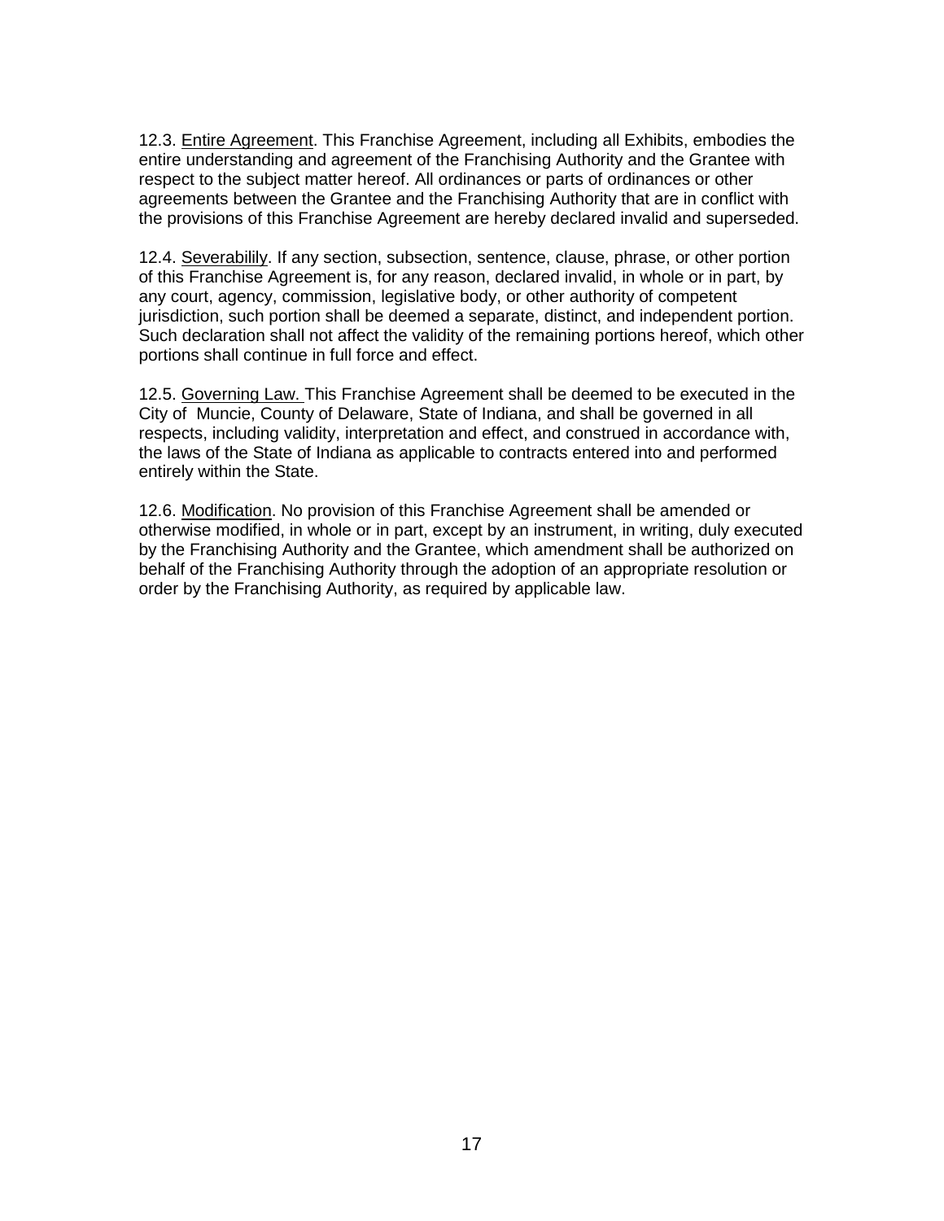12.3. Entire Agreement. This Franchise Agreement, including all Exhibits, embodies the entire understanding and agreement of the Franchising Authority and the Grantee with respect to the subject matter hereof. All ordinances or parts of ordinances or other agreements between the Grantee and the Franchising Authority that are in conflict with the provisions of this Franchise Agreement are hereby declared invalid and superseded.

12.4. Severabilily. If any section, subsection, sentence, clause, phrase, or other portion of this Franchise Agreement is, for any reason, declared invalid, in whole or in part, by any court, agency, commission, legislative body, or other authority of competent jurisdiction, such portion shall be deemed a separate, distinct, and independent portion. Such declaration shall not affect the validity of the remaining portions hereof, which other portions shall continue in full force and effect.

12.5. Governing Law. This Franchise Agreement shall be deemed to be executed in the City of Muncie, County of Delaware, State of Indiana, and shall be governed in all respects, including validity, interpretation and effect, and construed in accordance with, the laws of the State of Indiana as applicable to contracts entered into and performed entirely within the State.

12.6. Modification. No provision of this Franchise Agreement shall be amended or otherwise modified, in whole or in part, except by an instrument, in writing, duly executed by the Franchising Authority and the Grantee, which amendment shall be authorized on behalf of the Franchising Authority through the adoption of an appropriate resolution or order by the Franchising Authority, as required by applicable law.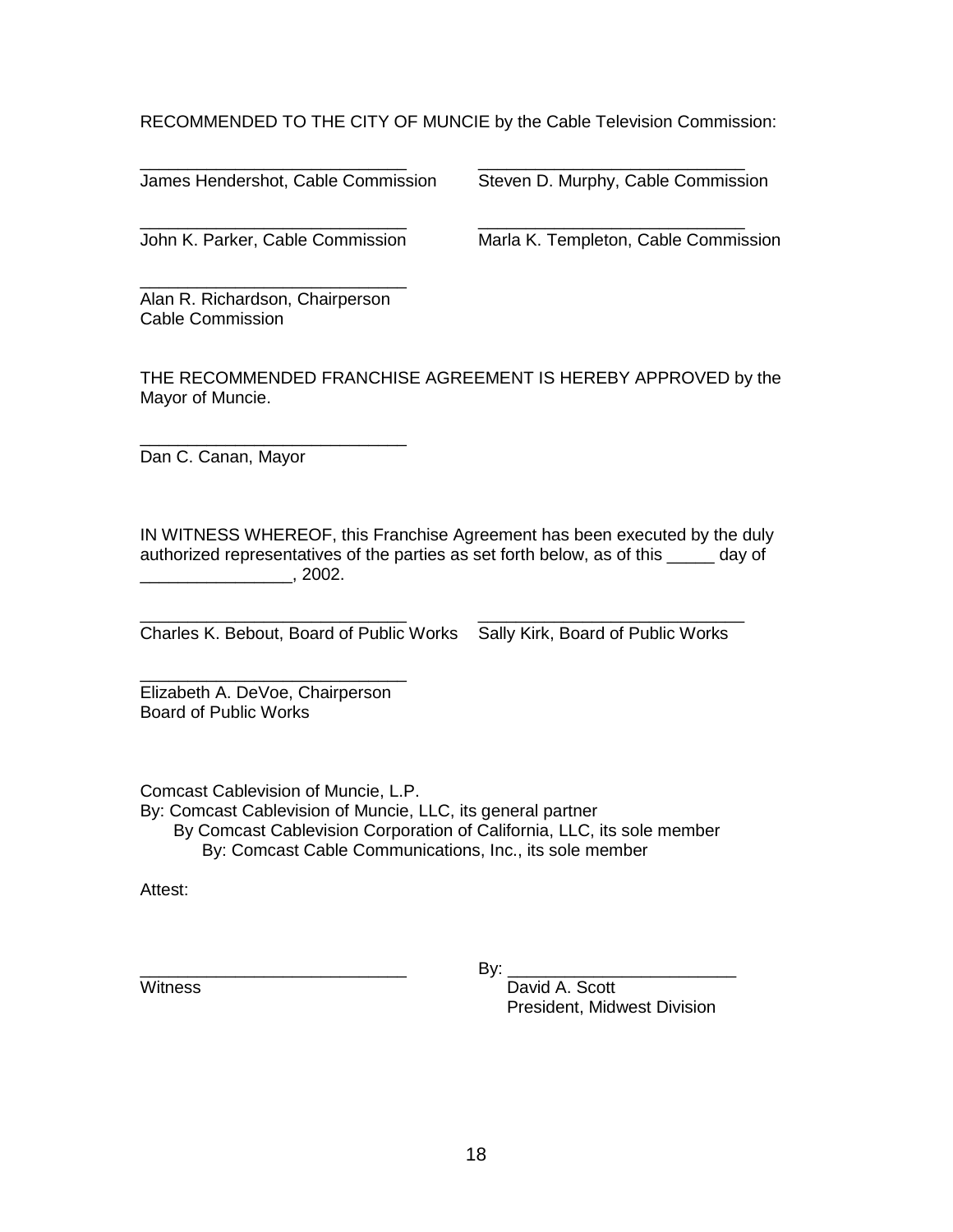RECOMMENDED TO THE CITY OF MUNCIE by the Cable Television Commission:

____________________________
James Hendershot, Cable Commission

____________________________
Steven D. Murphy, Cable Commission

____________________________
John K. Parker, Cable Commission

____________________________
Marla K. Templeton, Cable Commission

____________________________
Alan R. Richardson, Chairperson
Cable Commission

THE RECOMMENDED FRANCHISE AGREEMENT IS HEREBY APPROVED by the Mayor of Muncie.

____________________________
Dan C. Canan, Mayor

IN WITNESS WHEREOF, this Franchise Agreement has been executed by the duly authorized representatives of the parties as set forth below, as of this _____ day of ________________, 2002.

____________________________
Charles K. Bebout, Board of Public Works

____________________________
Sally Kirk, Board of Public Works

____________________________
Elizabeth A. DeVoe, Chairperson
Board of Public Works

Comcast Cablevision of Muncie, L.P.
By: Comcast Cablevision of Muncie, LLC, its general partner
By Comcast Cablevision Corporation of California, LLC, its sole member
By: Comcast Cable Communications, Inc., its sole member

Attest:

____________________________
Witness

By: ________________________
David A. Scott
President, Midwest Division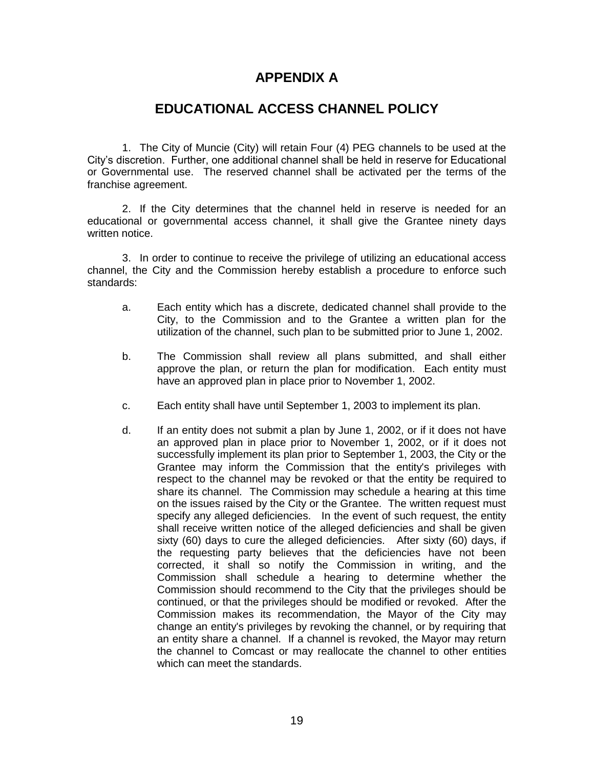# APPENDIX A

# EDUCATIONAL ACCESS CHANNEL POLICY

1. The City of Muncie (City) will retain Four (4) PEG channels to be used at the City's discretion. Further, one additional channel shall be held in reserve for Educational or Governmental use. The reserved channel shall be activated per the terms of the franchise agreement.

2. If the City determines that the channel held in reserve is needed for an educational or governmental access channel, it shall give the Grantee ninety days written notice.

3. In order to continue to receive the privilege of utilizing an educational access channel, the City and the Commission hereby establish a procedure to enforce such standards:

   a. Each entity which has a discrete, dedicated channel shall provide to the City, to the Commission and to the Grantee a written plan for the utilization of the channel, such plan to be submitted prior to June 1, 2002.

   b. The Commission shall review all plans submitted, and shall either approve the plan, or return the plan for modification. Each entity must have an approved plan in place prior to November 1, 2002.

   c. Each entity shall have until September 1, 2003 to implement its plan.

   d. If an entity does not submit a plan by June 1, 2002, or if it does not have an approved plan in place prior to November 1, 2002, or if it does not successfully implement its plan prior to September 1, 2003, the City or the Grantee may inform the Commission that the entity's privileges with respect to the channel may be revoked or that the entity be required to share its channel. The Commission may schedule a hearing at this time on the issues raised by the City or the Grantee. The written request must specify any alleged deficiencies. In the event of such request, the entity shall receive written notice of the alleged deficiencies and shall be given sixty (60) days to cure the alleged deficiencies. After sixty (60) days, if the requesting party believes that the deficiencies have not been corrected, it shall so notify the Commission in writing, and the Commission shall schedule a hearing to determine whether the Commission should recommend to the City that the privileges should be continued, or that the privileges should be modified or revoked. After the Commission makes its recommendation, the Mayor of the City may change an entity's privileges by revoking the channel, or by requiring that an entity share a channel. If a channel is revoked, the Mayor may return the channel to Comcast or may reallocate the channel to other entities which can meet the standards.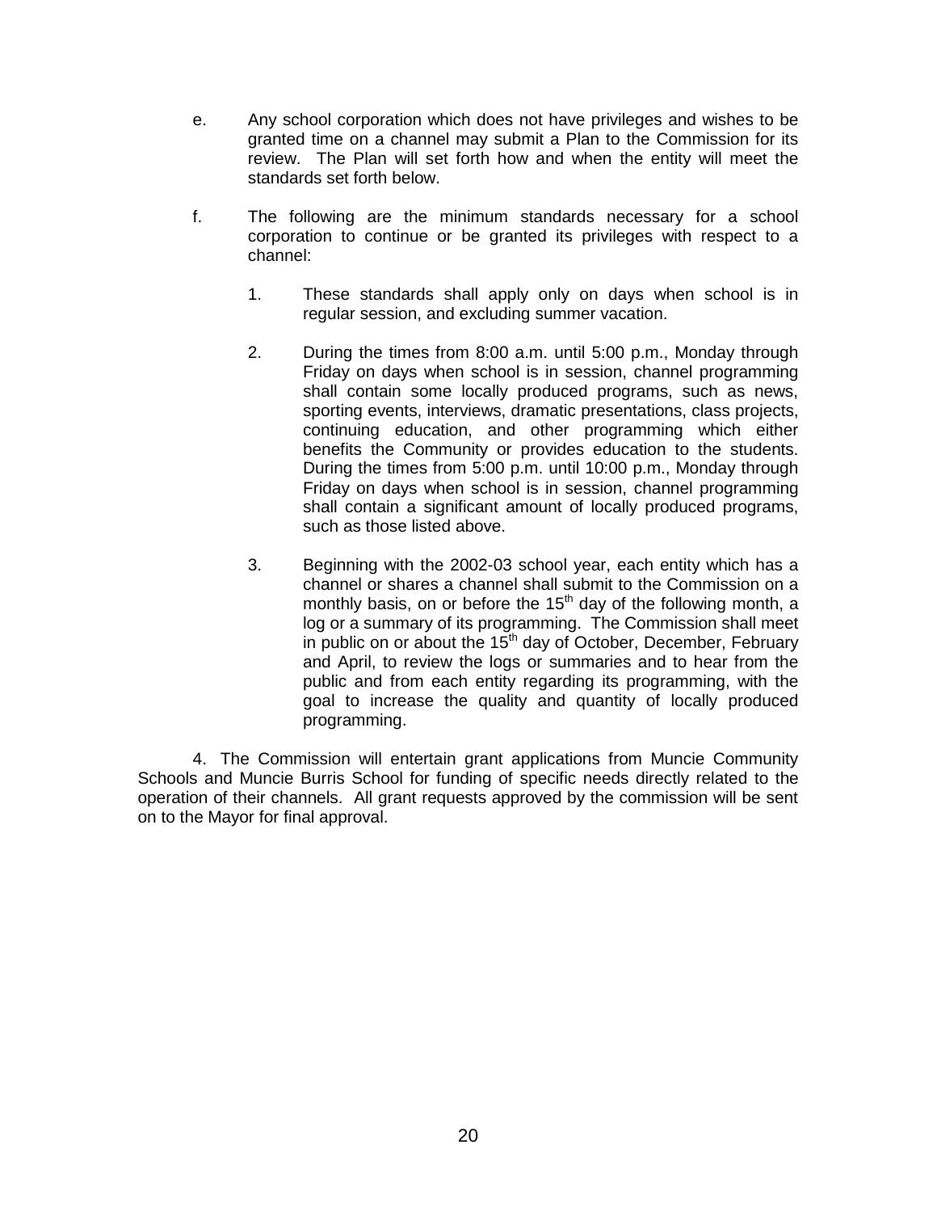e. Any school corporation which does not have privileges and wishes to be granted time on a channel may submit a Plan to the Commission for its review. The Plan will set forth how and when the entity will meet the standards set forth below.

f. The following are the minimum standards necessary for a school corporation to continue or be granted its privileges with respect to a channel:

   1. These standards shall apply only on days when school is in regular session, and excluding summer vacation.

   2. During the times from 8:00 a.m. until 5:00 p.m., Monday through Friday on days when school is in session, channel programming shall contain some locally produced programs, such as news, sporting events, interviews, dramatic presentations, class projects, continuing education, and other programming which either benefits the Community or provides education to the students. During the times from 5:00 p.m. until 10:00 p.m., Monday through Friday on days when school is in session, channel programming shall contain a significant amount of locally produced programs, such as those listed above.

   3. Beginning with the 2002-03 school year, each entity which has a channel or shares a channel shall submit to the Commission on a monthly basis, on or before the 15th day of the following month, a log or a summary of its programming. The Commission shall meet in public on or about the 15th day of October, December, February and April, to review the logs or summaries and to hear from the public and from each entity regarding its programming, with the goal to increase the quality and quantity of locally produced programming.

4. The Commission will entertain grant applications from Muncie Community Schools and Muncie Burris School for funding of specific needs directly related to the operation of their channels. All grant requests approved by the commission will be sent on to the Mayor for final approval.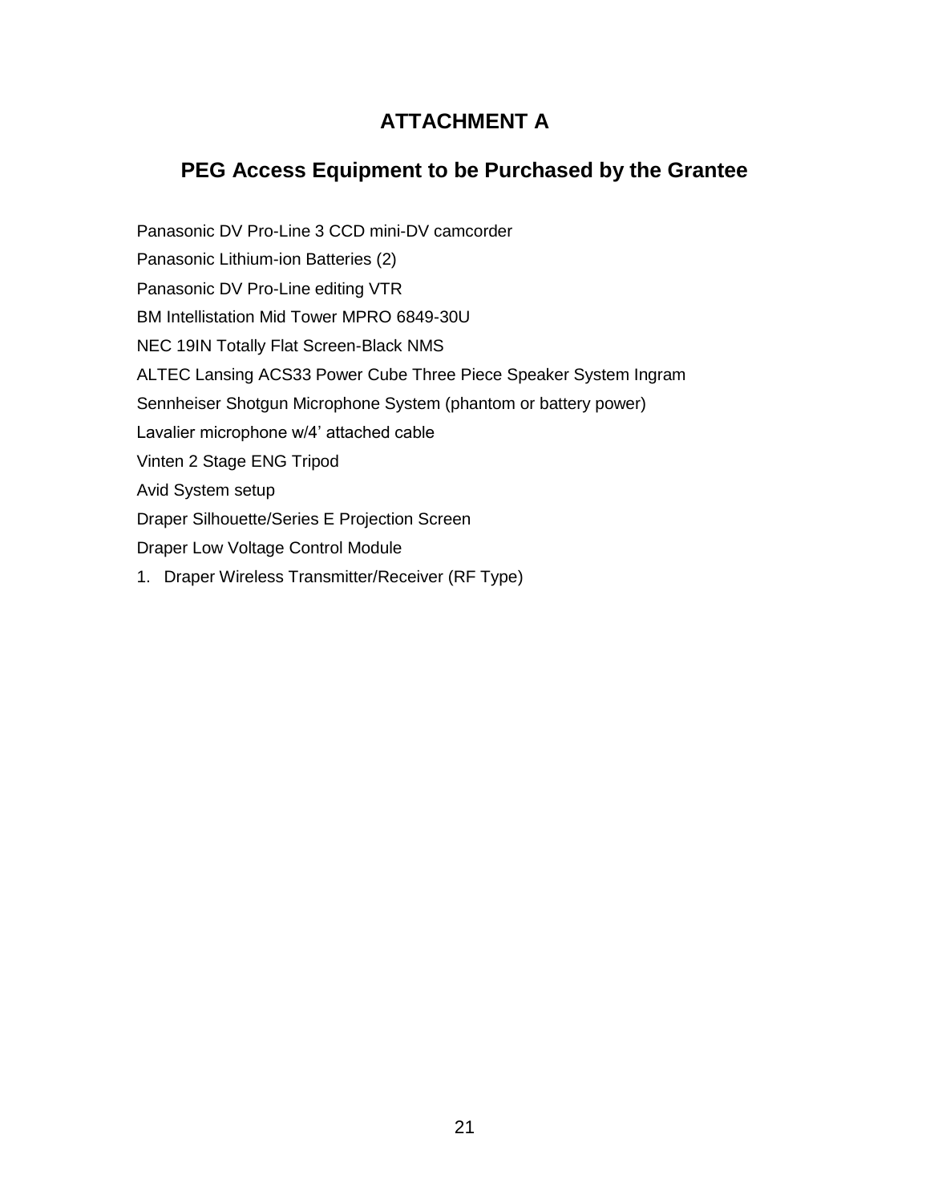# ATTACHMENT A

## PEG Access Equipment to be Purchased by the Grantee

Panasonic DV Pro-Line 3 CCD mini-DV camcorder

Panasonic Lithium-ion Batteries (2)

Panasonic DV Pro-Line editing VTR

BM Intellistation Mid Tower MPRO 6849-30U

NEC 19IN Totally Flat Screen-Black NMS

ALTEC Lansing ACS33 Power Cube Three Piece Speaker System Ingram

Sennheiser Shotgun Microphone System (phantom or battery power)

Lavalier microphone w/4' attached cable

Vinten 2 Stage ENG Tripod

Avid System setup

Draper Silhouette/Series E Projection Screen

Draper Low Voltage Control Module

1. Draper Wireless Transmitter/Receiver (RF Type)